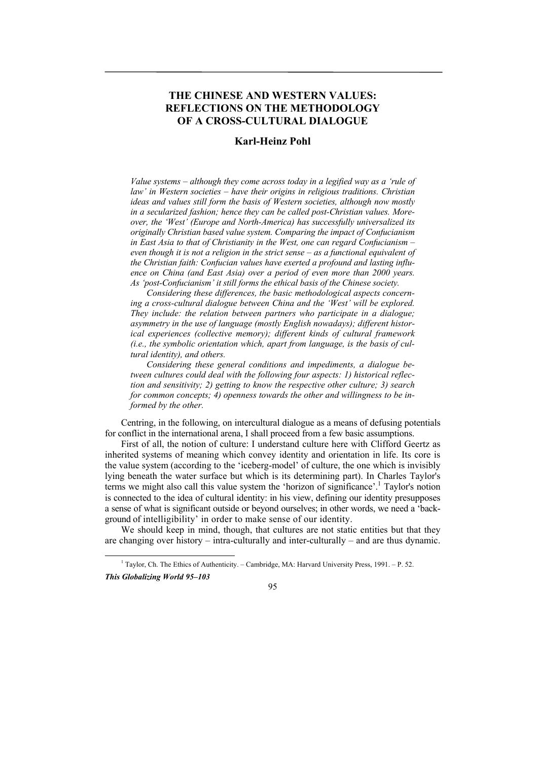# THE CHINESE AND WESTERN VALUES: REFLECTIONS ON THE METHODOLOGY OF A CROSS-CULTURAL DIALOGUE

**Karl-Heinz Pohl**

*Value systems – although they come across today in a legified way as a 'rule of law' in Western societies – have their origins in religious traditions. Christian ideas and values still form the basis of Western societies, although now mostly in a secularized fashion; hence they can be called post-Christian values. Moreover, the 'West' (Europe and North-America) has successfully universalized its originally Christian based value system. Comparing the impact of Confucianism in East Asia to that of Christianity in the West, one can regard Confucianism – even though it is not a religion in the strict sense – as a functional equivalent of the Christian faith: Confucian values have exerted a profound and lasting influence on China (and East Asia) over a period of even more than 2000 years. As 'post-Confucianism' it still forms the ethical basis of the Chinese society.*

*Considering these differences, the basic methodological aspects concerning a cross-cultural dialogue between China and the 'West' will be explored. They include: the relation between partners who participate in a dialogue; asymmetry in the use of language (mostly English nowadays); different historical experiences (collective memory); different kinds of cultural framework (i.e., the symbolic orientation which, apart from language, is the basis of cultural identity), and others.*

*Considering these general conditions and impediments, a dialogue between cultures could deal with the following four aspects: 1) historical reflection and sensitivity; 2) getting to know the respective other culture; 3) search for common concepts; 4) openness towards the other and willingness to be informed by the other.*

Centring, in the following, on intercultural dialogue as a means of defusing potentials for conflict in the international arena, I shall proceed from a few basic assumptions.

First of all, the notion of culture: I understand culture here with Clifford Geertz as inherited systems of meaning which convey identity and orientation in life. Its core is the value system (according to the 'iceberg-model' of culture, the one which is invisibly lying beneath the water surface but which is its determining part). In Charles Taylor's terms we might also call this value system the 'horizon of significance'.[1] Taylor's notion is connected to the idea of cultural identity: in his view, defining our identity presupposes a sense of what is significant outside or beyond ourselves; in other words, we need a 'background of intelligibility' in order to make sense of our identity.

We should keep in mind, though, that cultures are not static entities but that they are changing over history – intra-culturally and inter-culturally – and are thus dynamic.

[1] Taylor, Ch. The Ethics of Authenticity. – Cambridge, MA: Harvard University Press, 1991. – P. 52.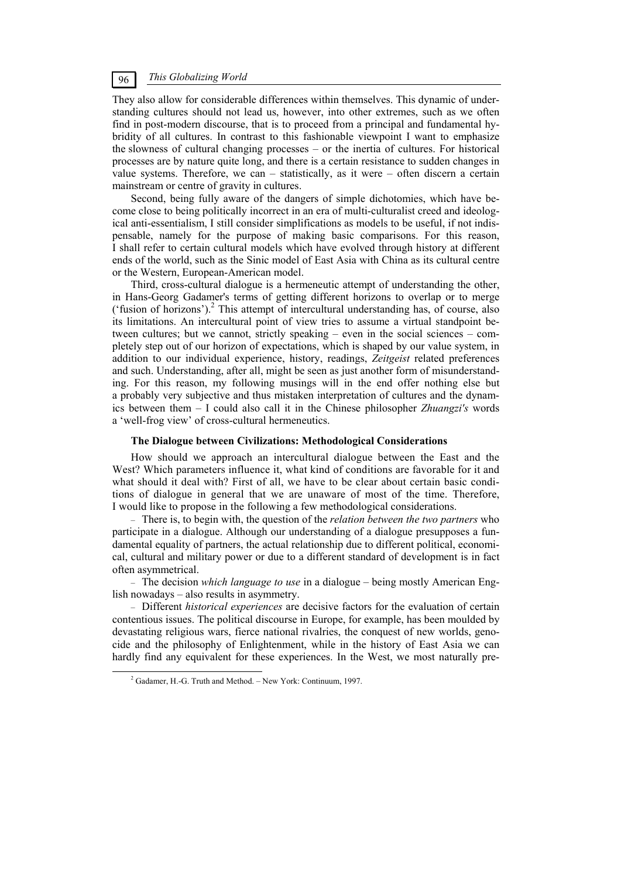They also allow for considerable differences within themselves. This dynamic of understanding cultures should not lead us, however, into other extremes, such as we often find in post-modern discourse, that is to proceed from a principal and fundamental hybridity of all cultures. In contrast to this fashionable viewpoint I want to emphasize the slowness of cultural changing processes – or the inertia of cultures. For historical processes are by nature quite long, and there is a certain resistance to sudden changes in value systems. Therefore, we can – statistically, as it were – often discern a certain mainstream or centre of gravity in cultures.

Second, being fully aware of the dangers of simple dichotomies, which have become close to being politically incorrect in an era of multi-culturalist creed and ideological anti-essentialism, I still consider simplifications as models to be useful, if not indispensable, namely for the purpose of making basic comparisons. For this reason, I shall refer to certain cultural models which have evolved through history at different ends of the world, such as the Sinic model of East Asia with China as its cultural centre or the Western, European-American model.

Third, cross-cultural dialogue is a hermeneutic attempt of understanding the other, in Hans-Georg Gadamer's terms of getting different horizons to overlap or to merge ('fusion of horizons').[2] This attempt of intercultural understanding has, of course, also its limitations. An intercultural point of view tries to assume a virtual standpoint between cultures; but we cannot, strictly speaking – even in the social sciences – completely step out of our horizon of expectations, which is shaped by our value system, in addition to our individual experience, history, readings, *Zeitgeist* related preferences and such. Understanding, after all, might be seen as just another form of misunderstanding. For this reason, my following musings will in the end offer nothing else but a probably very subjective and thus mistaken interpretation of cultures and the dynamics between them – I could also call it in the Chinese philosopher *Zhuangzi's* words a 'well-frog view' of cross-cultural hermeneutics.

### The Dialogue between Civilizations: Methodological Considerations

How should we approach an intercultural dialogue between the East and the West? Which parameters influence it, what kind of conditions are favorable for it and what should it deal with? First of all, we have to be clear about certain basic conditions of dialogue in general that we are unaware of most of the time. Therefore, I would like to propose in the following a few methodological considerations.

- There is, to begin with, the question of the *relation between the two partners* who participate in a dialogue. Although our understanding of a dialogue presupposes a fundamental equality of partners, the actual relationship due to different political, economical, cultural and military power or due to a different standard of development is in fact often asymmetrical.
- The decision *which language to use* in a dialogue – being mostly American English nowadays – also results in asymmetry.
- Different *historical experiences* are decisive factors for the evaluation of certain contentious issues. The political discourse in Europe, for example, has been moulded by devastating religious wars, fierce national rivalries, the conquest of new worlds, genocide and the philosophy of Enlightenment, while in the history of East Asia we can hardly find any equivalent for these experiences. In the West, we most naturally pre-

[2] Gadamer, H.-G. Truth and Method. – New York: Continuum, 1997.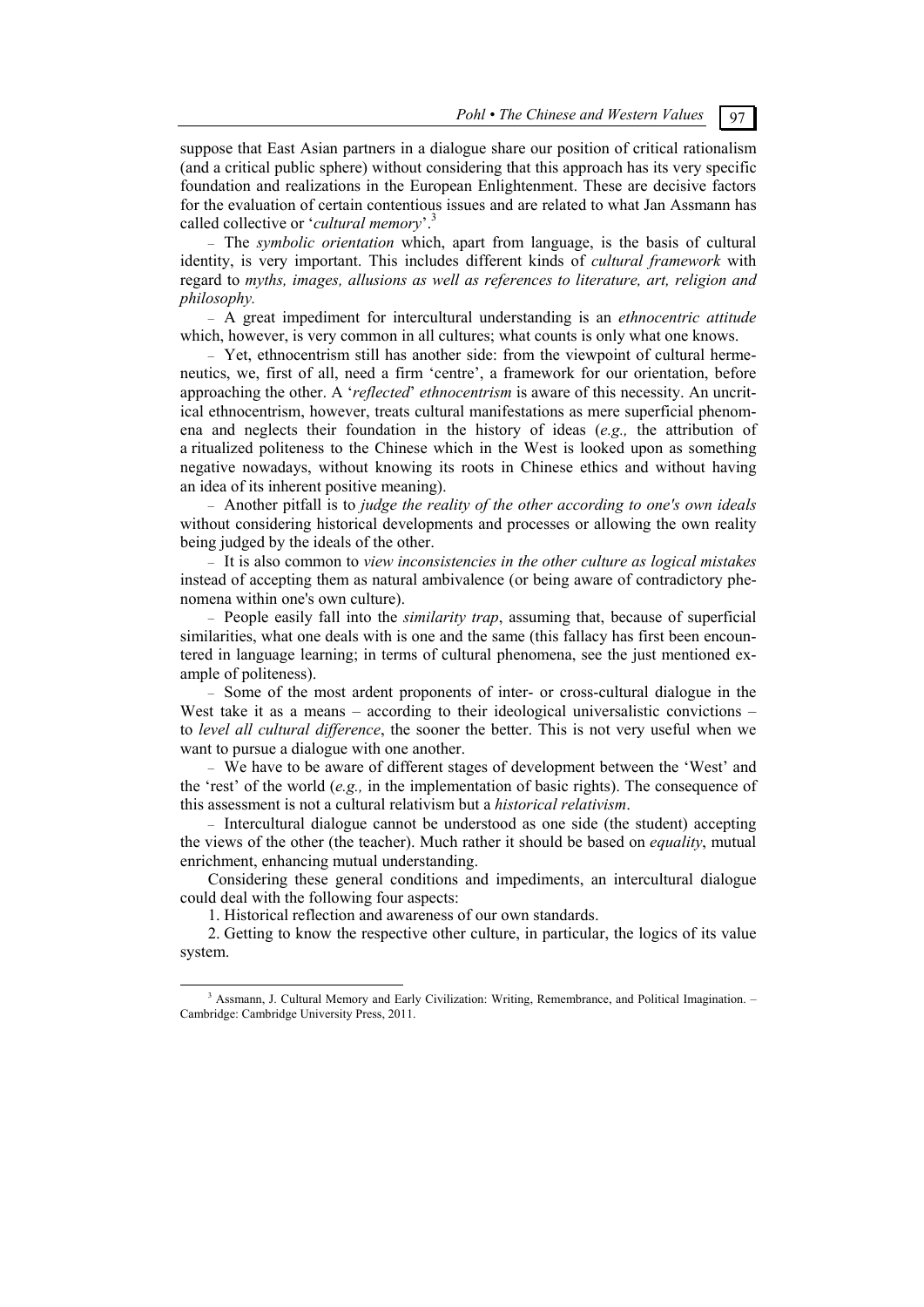suppose that East Asian partners in a dialogue share our position of critical rationalism (and a critical public sphere) without considering that this approach has its very specific foundation and realizations in the European Enlightenment. These are decisive factors for the evaluation of certain contentious issues and are related to what Jan Assmann has called collective or '*cultural memory*'.[3]

– The *symbolic orientation* which, apart from language, is the basis of cultural identity, is very important. This includes different kinds of *cultural framework* with regard to *myths, images, allusions as well as references to literature, art, religion and philosophy.*

– A great impediment for intercultural understanding is an *ethnocentric attitude* which, however, is very common in all cultures; what counts is only what one knows.

– Yet, ethnocentrism still has another side: from the viewpoint of cultural hermeneutics, we, first of all, need a firm 'centre', a framework for our orientation, before approaching the other. A '*reflected*' *ethnocentrism* is aware of this necessity. An uncritical ethnocentrism, however, treats cultural manifestations as mere superficial phenomena and neglects their foundation in the history of ideas (*e.g.,* the attribution of a ritualized politeness to the Chinese which in the West is looked upon as something negative nowadays, without knowing its roots in Chinese ethics and without having an idea of its inherent positive meaning).

– Another pitfall is to *judge the reality of the other according to one's own ideals* without considering historical developments and processes or allowing the own reality being judged by the ideals of the other.

– It is also common to *view inconsistencies in the other culture as logical mistakes* instead of accepting them as natural ambivalence (or being aware of contradictory phenomena within one's own culture).

– People easily fall into the *similarity trap*, assuming that, because of superficial similarities, what one deals with is one and the same (this fallacy has first been encountered in language learning; in terms of cultural phenomena, see the just mentioned example of politeness).

– Some of the most ardent proponents of inter- or cross-cultural dialogue in the West take it as a means – according to their ideological universalistic convictions – to *level all cultural difference*, the sooner the better. This is not very useful when we want to pursue a dialogue with one another.

– We have to be aware of different stages of development between the 'West' and the 'rest' of the world (*e.g.,* in the implementation of basic rights). The consequence of this assessment is not a cultural relativism but a *historical relativism*.

– Intercultural dialogue cannot be understood as one side (the student) accepting the views of the other (the teacher). Much rather it should be based on *equality*, mutual enrichment, enhancing mutual understanding.

Considering these general conditions and impediments, an intercultural dialogue could deal with the following four aspects:

1. Historical reflection and awareness of our own standards.

2. Getting to know the respective other culture, in particular, the logics of its value system.

---

[3] Assmann, J. Cultural Memory and Early Civilization: Writing, Remembrance, and Political Imagination. – Cambridge: Cambridge University Press, 2011.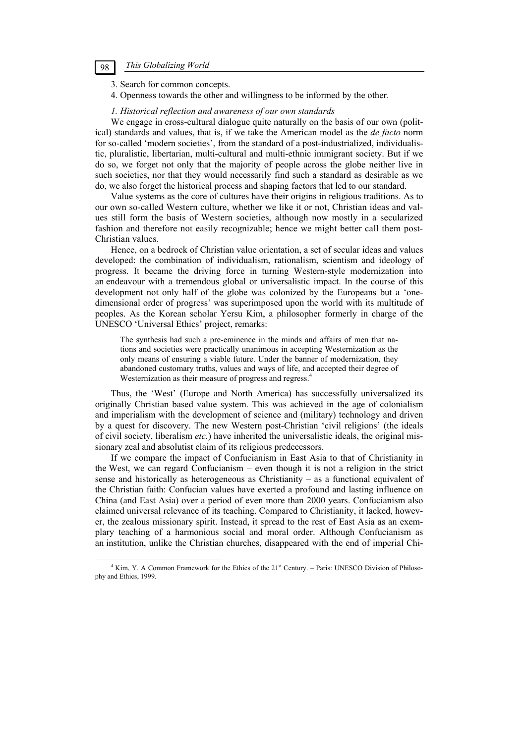3. Search for common concepts.
4. Openness towards the other and willingness to be informed by the other.

*1. Historical reflection and awareness of our own standards*

We engage in cross-cultural dialogue quite naturally on the basis of our own (political) standards and values, that is, if we take the American model as the *de facto* norm for so-called 'modern societies', from the standard of a post-industrialized, individualistic, pluralistic, libertarian, multi-cultural and multi-ethnic immigrant society. But if we do so, we forget not only that the majority of people across the globe neither live in such societies, nor that they would necessarily find such a standard as desirable as we do, we also forget the historical process and shaping factors that led to our standard.

Value systems as the core of cultures have their origins in religious traditions. As to our own so-called Western culture, whether we like it or not, Christian ideas and values still form the basis of Western societies, although now mostly in a secularized fashion and therefore not easily recognizable; hence we might better call them post-Christian values.

Hence, on a bedrock of Christian value orientation, a set of secular ideas and values developed: the combination of individualism, rationalism, scientism and ideology of progress. It became the driving force in turning Western-style modernization into an endeavour with a tremendous global or universalistic impact. In the course of this development not only half of the globe was colonized by the Europeans but a 'one-dimensional order of progress' was superimposed upon the world with its multitude of peoples. As the Korean scholar Yersu Kim, a philosopher formerly in charge of the UNESCO 'Universal Ethics' project, remarks:

> The synthesis had such a pre-eminence in the minds and affairs of men that nations and societies were practically unanimous in accepting Westernization as the only means of ensuring a viable future. Under the banner of modernization, they abandoned customary truths, values and ways of life, and accepted their degree of Westernization as their measure of progress and regress.[4]

Thus, the 'West' (Europe and North America) has successfully universalized its originally Christian based value system. This was achieved in the age of colonialism and imperialism with the development of science and (military) technology and driven by a quest for discovery. The new Western post-Christian 'civil religions' (the ideals of civil society, liberalism *etc.*) have inherited the universalistic ideals, the original missionary zeal and absolutist claim of its religious predecessors.

If we compare the impact of Confucianism in East Asia to that of Christianity in the West, we can regard Confucianism – even though it is not a religion in the strict sense and historically as heterogeneous as Christianity – as a functional equivalent of the Christian faith: Confucian values have exerted a profound and lasting influence on China (and East Asia) over a period of even more than 2000 years. Confucianism also claimed universal relevance of its teaching. Compared to Christianity, it lacked, however, the zealous missionary spirit. Instead, it spread to the rest of East Asia as an exemplary teaching of a harmonious social and moral order. Although Confucianism as an institution, unlike the Christian churches, disappeared with the end of imperial Chi-

[4] Kim, Y. A Common Framework for the Ethics of the 21st Century. – Paris: UNESCO Division of Philosophy and Ethics, 1999.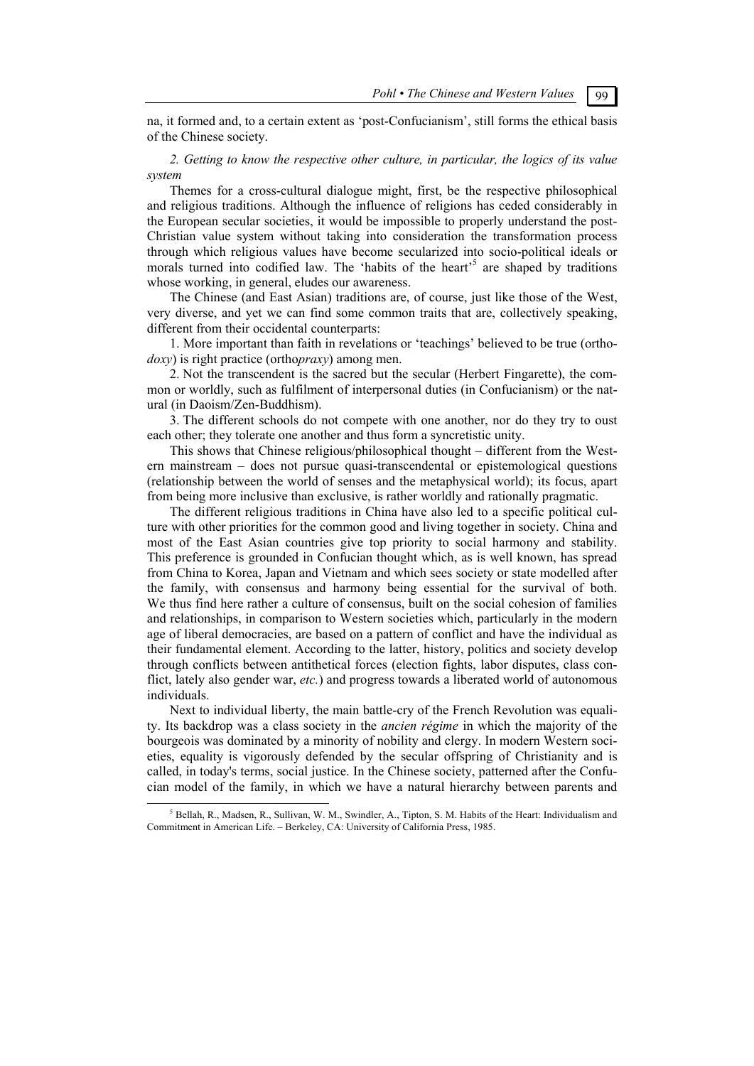na, it formed and, to a certain extent as 'post-Confucianism', still forms the ethical basis of the Chinese society.

*2. Getting to know the respective other culture, in particular, the logics of its value system*

Themes for a cross-cultural dialogue might, first, be the respective philosophical and religious traditions. Although the influence of religions has ceded considerably in the European secular societies, it would be impossible to properly understand the post-Christian value system without taking into consideration the transformation process through which religious values have become secularized into socio-political ideals or morals turned into codified law. The 'habits of the heart'[5] are shaped by traditions whose working, in general, eludes our awareness.

The Chinese (and East Asian) traditions are, of course, just like those of the West, very diverse, and yet we can find some common traits that are, collectively speaking, different from their occidental counterparts:

1. More important than faith in revelations or 'teachings' believed to be true (ortho*doxy*) is right practice (ortho*praxy*) among men.

2. Not the transcendent is the sacred but the secular (Herbert Fingarette), the common or worldly, such as fulfilment of interpersonal duties (in Confucianism) or the natural (in Daoism/Zen-Buddhism).

3. The different schools do not compete with one another, nor do they try to oust each other; they tolerate one another and thus form a syncretistic unity.

This shows that Chinese religious/philosophical thought – different from the Western mainstream – does not pursue quasi-transcendental or epistemological questions (relationship between the world of senses and the metaphysical world); its focus, apart from being more inclusive than exclusive, is rather worldly and rationally pragmatic.

The different religious traditions in China have also led to a specific political culture with other priorities for the common good and living together in society. China and most of the East Asian countries give top priority to social harmony and stability. This preference is grounded in Confucian thought which, as is well known, has spread from China to Korea, Japan and Vietnam and which sees society or state modelled after the family, with consensus and harmony being essential for the survival of both. We thus find here rather a culture of consensus, built on the social cohesion of families and relationships, in comparison to Western societies which, particularly in the modern age of liberal democracies, are based on a pattern of conflict and have the individual as their fundamental element. According to the latter, history, politics and society develop through conflicts between antithetical forces (election fights, labor disputes, class conflict, lately also gender war, *etc.*) and progress towards a liberated world of autonomous individuals.

Next to individual liberty, the main battle-cry of the French Revolution was equality. Its backdrop was a class society in the *ancien régime* in which the majority of the bourgeois was dominated by a minority of nobility and clergy. In modern Western societies, equality is vigorously defended by the secular offspring of Christianity and is called, in today's terms, social justice. In the Chinese society, patterned after the Confucian model of the family, in which we have a natural hierarchy between parents and

[5] Bellah, R., Madsen, R., Sullivan, W. M., Swindler, A., Tipton, S. M. Habits of the Heart: Individualism and Commitment in American Life. – Berkeley, CA: University of California Press, 1985.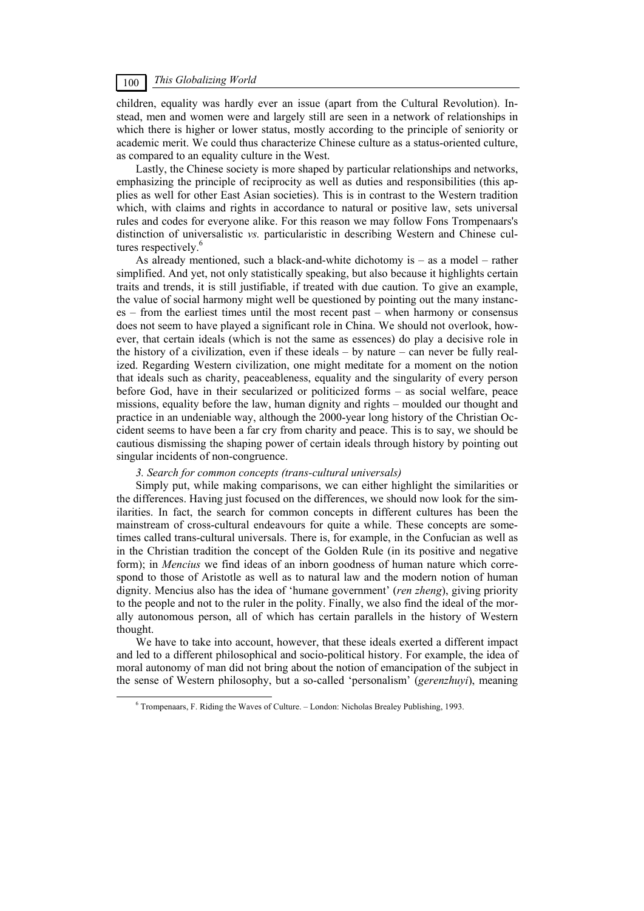children, equality was hardly ever an issue (apart from the Cultural Revolution). Instead, men and women were and largely still are seen in a network of relationships in which there is higher or lower status, mostly according to the principle of seniority or academic merit. We could thus characterize Chinese culture as a status-oriented culture, as compared to an equality culture in the West.

Lastly, the Chinese society is more shaped by particular relationships and networks, emphasizing the principle of reciprocity as well as duties and responsibilities (this applies as well for other East Asian societies). This is in contrast to the Western tradition which, with claims and rights in accordance to natural or positive law, sets universal rules and codes for everyone alike. For this reason we may follow Fons Trompenaars's distinction of universalistic *vs.* particularistic in describing Western and Chinese cultures respectively.[6]

As already mentioned, such a black-and-white dichotomy is – as a model – rather simplified. And yet, not only statistically speaking, but also because it highlights certain traits and trends, it is still justifiable, if treated with due caution. To give an example, the value of social harmony might well be questioned by pointing out the many instances – from the earliest times until the most recent past – when harmony or consensus does not seem to have played a significant role in China. We should not overlook, however, that certain ideals (which is not the same as essences) do play a decisive role in the history of a civilization, even if these ideals – by nature – can never be fully realized. Regarding Western civilization, one might meditate for a moment on the notion that ideals such as charity, peaceableness, equality and the singularity of every person before God, have in their secularized or politicized forms – as social welfare, peace missions, equality before the law, human dignity and rights – moulded our thought and practice in an undeniable way, although the 2000-year long history of the Christian Occident seems to have been a far cry from charity and peace. This is to say, we should be cautious dismissing the shaping power of certain ideals through history by pointing out singular incidents of non-congruence.

*3. Search for common concepts (trans-cultural universals)*

Simply put, while making comparisons, we can either highlight the similarities or the differences. Having just focused on the differences, we should now look for the similarities. In fact, the search for common concepts in different cultures has been the mainstream of cross-cultural endeavours for quite a while. These concepts are sometimes called trans-cultural universals. There is, for example, in the Confucian as well as in the Christian tradition the concept of the Golden Rule (in its positive and negative form); in *Mencius* we find ideas of an inborn goodness of human nature which correspond to those of Aristotle as well as to natural law and the modern notion of human dignity. Mencius also has the idea of 'humane government' (*ren zheng*), giving priority to the people and not to the ruler in the polity. Finally, we also find the ideal of the morally autonomous person, all of which has certain parallels in the history of Western thought.

We have to take into account, however, that these ideals exerted a different impact and led to a different philosophical and socio-political history. For example, the idea of moral autonomy of man did not bring about the notion of emancipation of the subject in the sense of Western philosophy, but a so-called 'personalism' (*gerenzhuyi*), meaning

[6] Trompenaars, F. Riding the Waves of Culture. – London: Nicholas Brealey Publishing, 1993.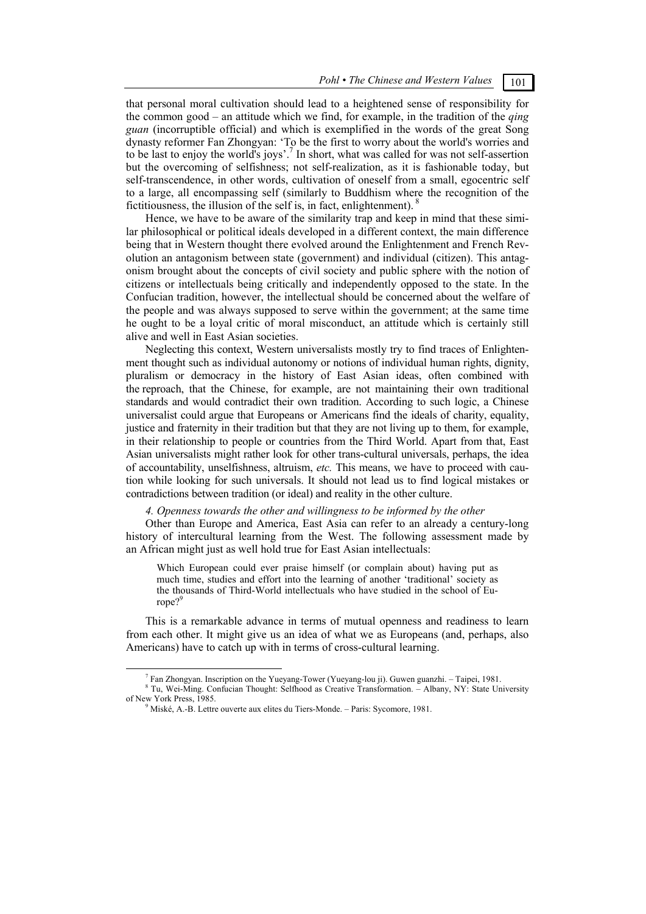that personal moral cultivation should lead to a heightened sense of responsibility for the common good – an attitude which we find, for example, in the tradition of the *qing guan* (incorruptible official) and which is exemplified in the words of the great Song dynasty reformer Fan Zhongyan: 'To be the first to worry about the world's worries and to be last to enjoy the world's joys'.[7] In short, what was called for was not self-assertion but the overcoming of selfishness; not self-realization, as it is fashionable today, but self-transcendence, in other words, cultivation of oneself from a small, egocentric self to a large, all encompassing self (similarly to Buddhism where the recognition of the fictitiousness, the illusion of the self is, in fact, enlightenment).[8]

Hence, we have to be aware of the similarity trap and keep in mind that these similar philosophical or political ideals developed in a different context, the main difference being that in Western thought there evolved around the Enlightenment and French Revolution an antagonism between state (government) and individual (citizen). This antagonism brought about the concepts of civil society and public sphere with the notion of citizens or intellectuals being critically and independently opposed to the state. In the Confucian tradition, however, the intellectual should be concerned about the welfare of the people and was always supposed to serve within the government; at the same time he ought to be a loyal critic of moral misconduct, an attitude which is certainly still alive and well in East Asian societies.

Neglecting this context, Western universalists mostly try to find traces of Enlightenment thought such as individual autonomy or notions of individual human rights, dignity, pluralism or democracy in the history of East Asian ideas, often combined with the reproach, that the Chinese, for example, are not maintaining their own traditional standards and would contradict their own tradition. According to such logic, a Chinese universalist could argue that Europeans or Americans find the ideals of charity, equality, justice and fraternity in their tradition but that they are not living up to them, for example, in their relationship to people or countries from the Third World. Apart from that, East Asian universalists might rather look for other trans-cultural universals, perhaps, the idea of accountability, unselfishness, altruism, *etc.* This means, we have to proceed with caution while looking for such universals. It should not lead us to find logical mistakes or contradictions between tradition (or ideal) and reality in the other culture.

*4. Openness towards the other and willingness to be informed by the other*

Other than Europe and America, East Asia can refer to an already a century-long history of intercultural learning from the West. The following assessment made by an African might just as well hold true for East Asian intellectuals:

> Which European could ever praise himself (or complain about) having put as much time, studies and effort into the learning of another 'traditional' society as the thousands of Third-World intellectuals who have studied in the school of Europe?[9]

This is a remarkable advance in terms of mutual openness and readiness to learn from each other. It might give us an idea of what we as Europeans (and, perhaps, also Americans) have to catch up with in terms of cross-cultural learning.

---

[7] Fan Zhongyan. Inscription on the Yueyang-Tower (Yueyang-lou ji). Guwen guanzhi. – Taipei, 1981.

[8] Tu, Wei-Ming. Confucian Thought: Selfhood as Creative Transformation. – Albany, NY: State University of New York Press, 1985.

[9] Miské, A.-B. Lettre ouverte aux elites du Tiers-Monde. – Paris: Sycomore, 1981.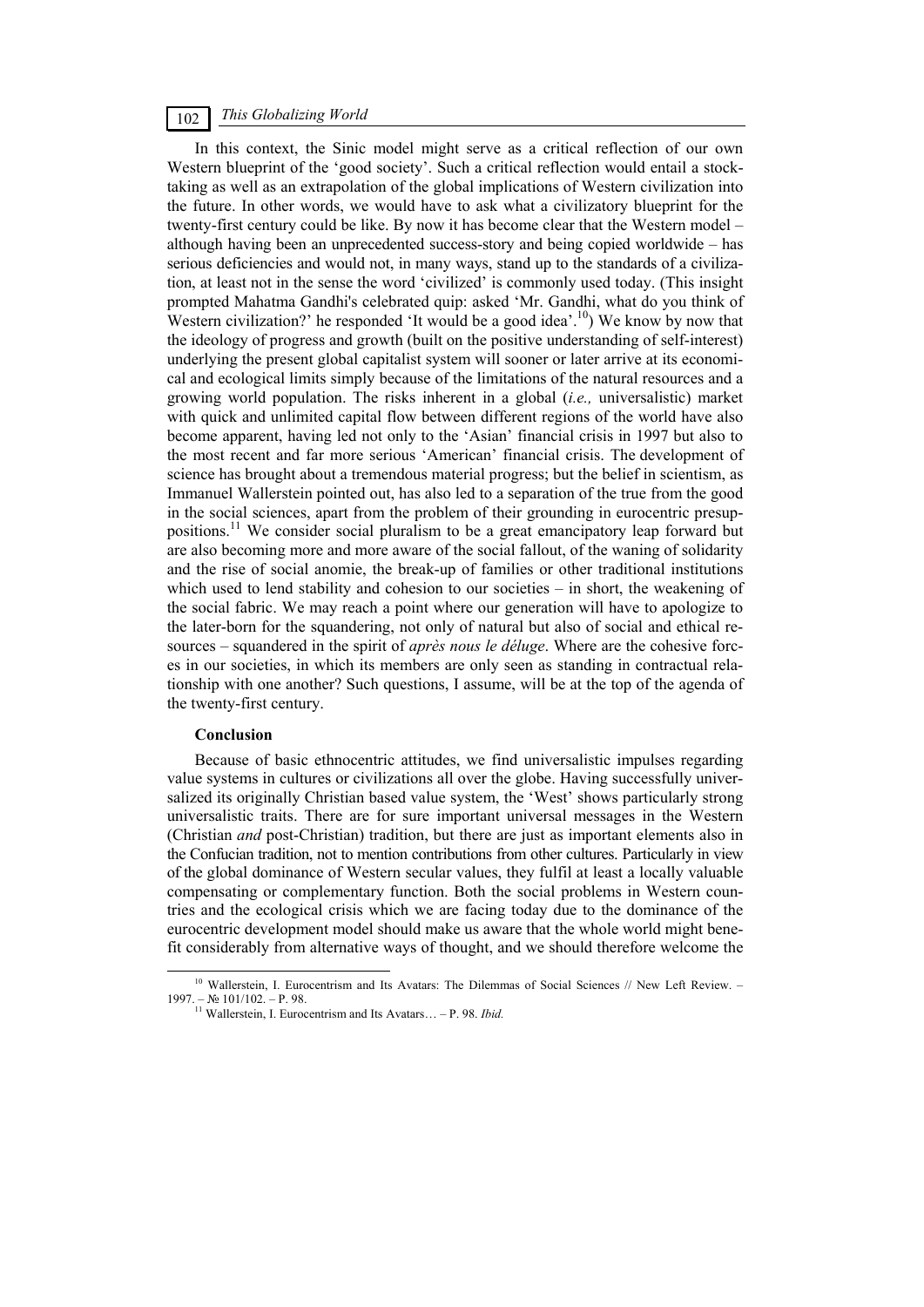In this context, the Sinic model might serve as a critical reflection of our own Western blueprint of the 'good society'. Such a critical reflection would entail a stock-taking as well as an extrapolation of the global implications of Western civilization into the future. In other words, we would have to ask what a civilizatory blueprint for the twenty-first century could be like. By now it has become clear that the Western model – although having been an unprecedented success-story and being copied worldwide – has serious deficiencies and would not, in many ways, stand up to the standards of a civilization, at least not in the sense the word 'civilized' is commonly used today. (This insight prompted Mahatma Gandhi's celebrated quip: asked 'Mr. Gandhi, what do you think of Western civilization?' he responded 'It would be a good idea'.[10]) We know by now that the ideology of progress and growth (built on the positive understanding of self-interest) underlying the present global capitalist system will sooner or later arrive at its economical and ecological limits simply because of the limitations of the natural resources and a growing world population. The risks inherent in a global (*i.e.,* universalistic) market with quick and unlimited capital flow between different regions of the world have also become apparent, having led not only to the 'Asian' financial crisis in 1997 but also to the most recent and far more serious 'American' financial crisis. The development of science has brought about a tremendous material progress; but the belief in scientism, as Immanuel Wallerstein pointed out, has also led to a separation of the true from the good in the social sciences, apart from the problem of their grounding in eurocentric presuppositions.[11] We consider social pluralism to be a great emancipatory leap forward but are also becoming more and more aware of the social fallout, of the waning of solidarity and the rise of social anomie, the break-up of families or other traditional institutions which used to lend stability and cohesion to our societies – in short, the weakening of the social fabric. We may reach a point where our generation will have to apologize to the later-born for the squandering, not only of natural but also of social and ethical resources – squandered in the spirit of *après nous le déluge*. Where are the cohesive forces in our societies, in which its members are only seen as standing in contractual relationship with one another? Such questions, I assume, will be at the top of the agenda of the twenty-first century.

## Conclusion

Because of basic ethnocentric attitudes, we find universalistic impulses regarding value systems in cultures or civilizations all over the globe. Having successfully universalized its originally Christian based value system, the 'West' shows particularly strong universalistic traits. There are for sure important universal messages in the Western (Christian *and* post-Christian) tradition, but there are just as important elements also in the Confucian tradition, not to mention contributions from other cultures. Particularly in view of the global dominance of Western secular values, they fulfil at least a locally valuable compensating or complementary function. Both the social problems in Western countries and the ecological crisis which we are facing today due to the dominance of the eurocentric development model should make us aware that the whole world might benefit considerably from alternative ways of thought, and we should therefore welcome the

---

[10] Wallerstein, I. Eurocentrism and Its Avatars: The Dilemmas of Social Sciences // New Left Review. – 1997. – № 101/102. – P. 98.

[11] Wallerstein, I. Eurocentrism and Its Avatars… – P. 98. *Ibid.*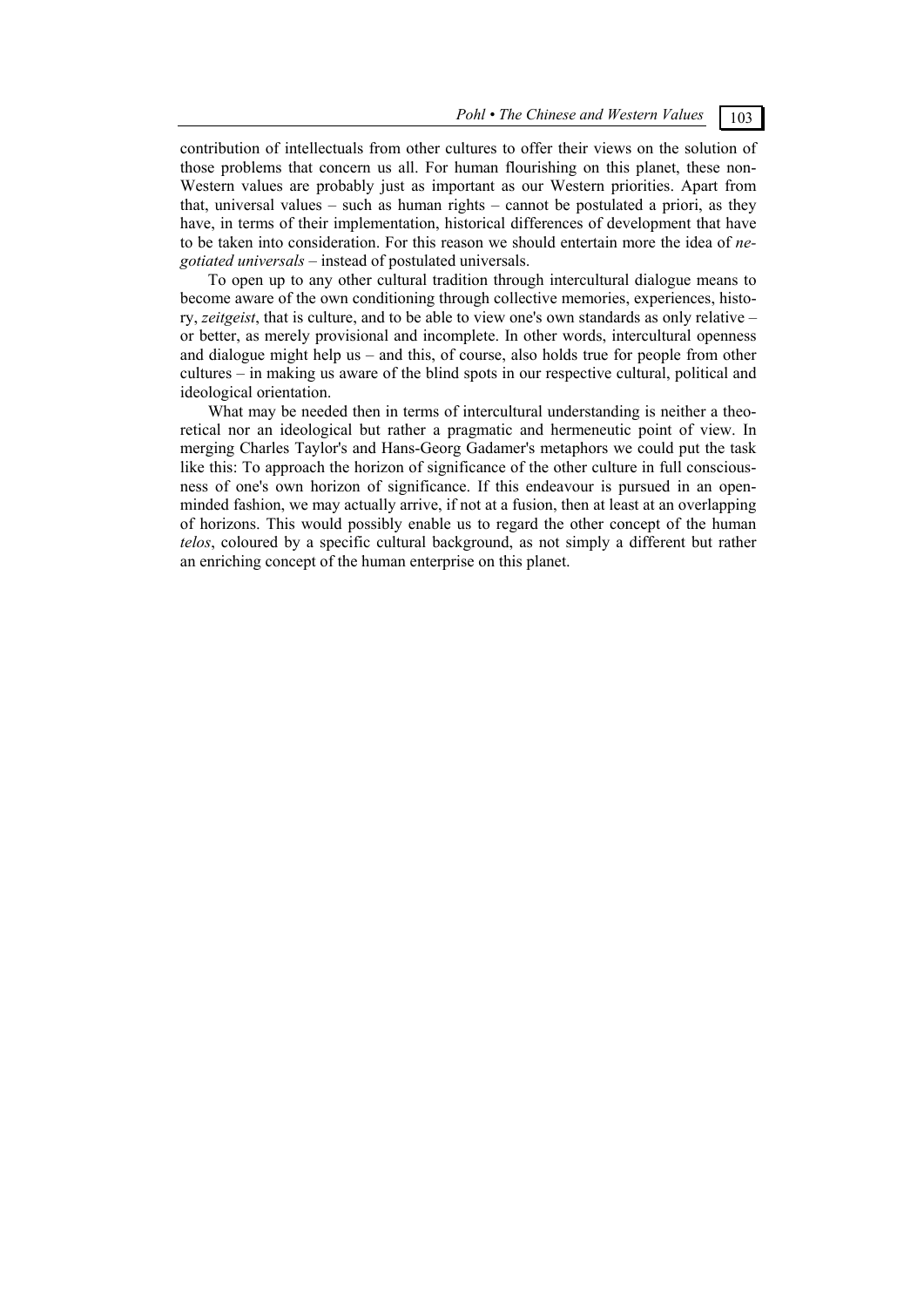contribution of intellectuals from other cultures to offer their views on the solution of those problems that concern us all. For human flourishing on this planet, these non-Western values are probably just as important as our Western priorities. Apart from that, universal values – such as human rights – cannot be postulated a priori, as they have, in terms of their implementation, historical differences of development that have to be taken into consideration. For this reason we should entertain more the idea of *negotiated universals* – instead of postulated universals.

To open up to any other cultural tradition through intercultural dialogue means to become aware of the own conditioning through collective memories, experiences, history, *zeitgeist*, that is culture, and to be able to view one's own standards as only relative – or better, as merely provisional and incomplete. In other words, intercultural openness and dialogue might help us – and this, of course, also holds true for people from other cultures – in making us aware of the blind spots in our respective cultural, political and ideological orientation.

What may be needed then in terms of intercultural understanding is neither a theoretical nor an ideological but rather a pragmatic and hermeneutic point of view. In merging Charles Taylor's and Hans-Georg Gadamer's metaphors we could put the task like this: To approach the horizon of significance of the other culture in full consciousness of one's own horizon of significance. If this endeavour is pursued in an open-minded fashion, we may actually arrive, if not at a fusion, then at least at an overlapping of horizons. This would possibly enable us to regard the other concept of the human *telos*, coloured by a specific cultural background, as not simply a different but rather an enriching concept of the human enterprise on this planet.